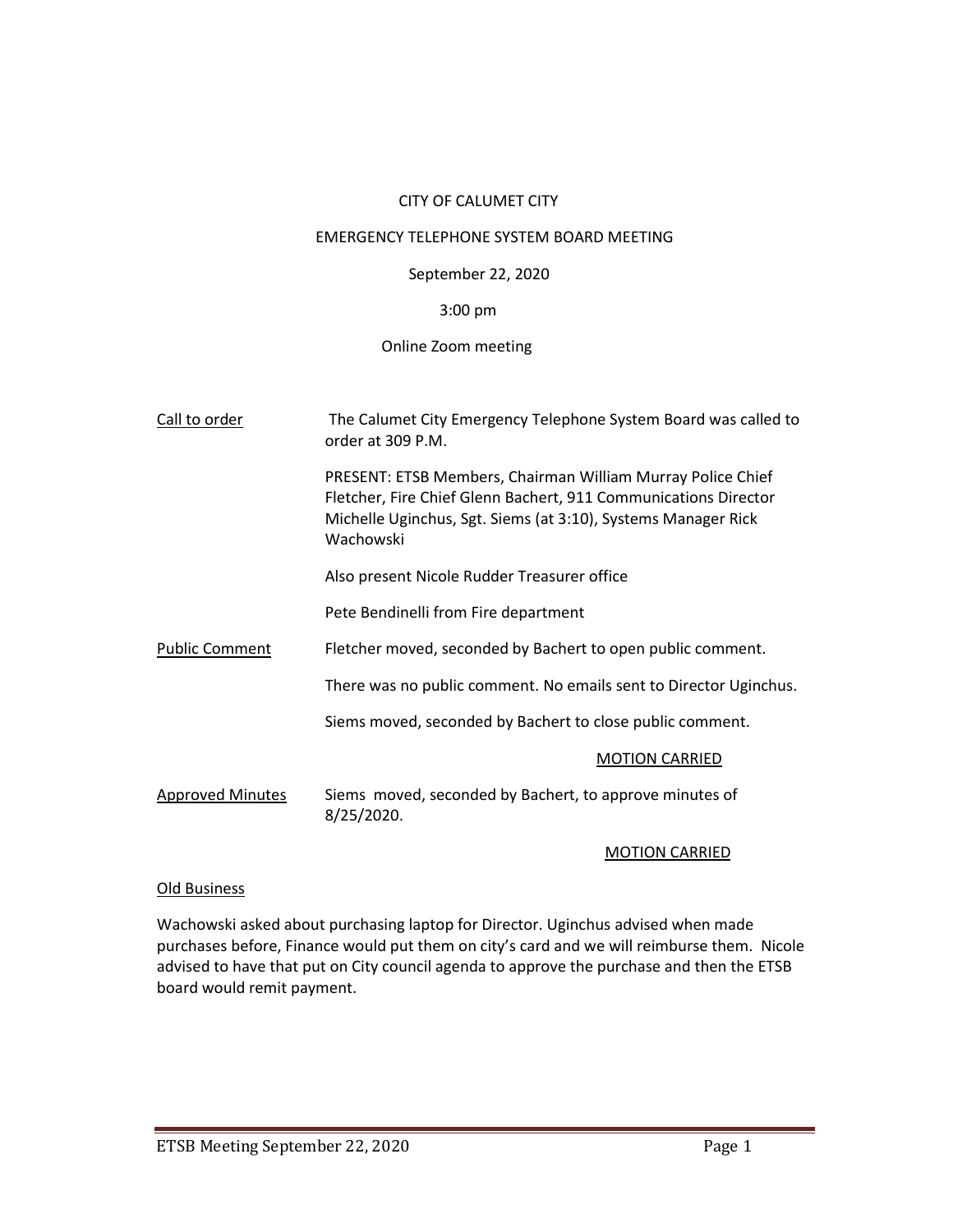CITY OF CALUMET CITY

EMERGENCY TELEPHONE SYSTEM BOARD MEETING

September 22, 2020

3:00 pm

Online Zoom meeting

<u>Call to order</u>

The Calumet City Emergency Telephone System Board was called to order at 309 P.M.

PRESENT: ETSB Members, Chairman William Murray Police Chief Fletcher, Fire Chief Glenn Bachert, 911 Communications Director Michelle Uginchus, Sgt. Siems (at 3:10), Systems Manager Rick Wachowski

Also present Nicole Rudder Treasurer office

Pete Bendinelli from Fire department

<u>Public Comment</u>

Fletcher moved, seconded by Bachert to open public comment.

There was no public comment. No emails sent to Director Uginchus.

Siems moved, seconded by Bachert to close public comment.

<u>MOTION CARRIED</u>

<u>Approved Minutes</u>

Siems moved, seconded by Bachert, to approve minutes of 8/25/2020.

<u>MOTION CARRIED</u>

<u>Old Business</u>

Wachowski asked about purchasing laptop for Director. Uginchus advised when made purchases before, Finance would put them on city's card and we will reimburse them. Nicole advised to have that put on City council agenda to approve the purchase and then the ETSB board would remit payment.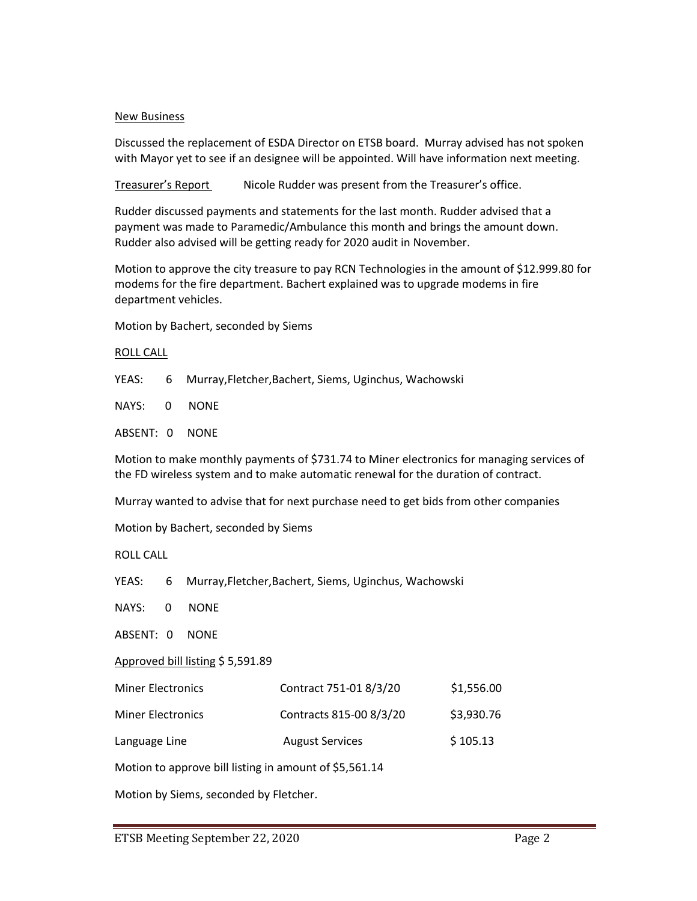New Business

Discussed the replacement of ESDA Director on ETSB board. Murray advised has not spoken with Mayor yet to see if an designee will be appointed. Will have information next meeting.

Treasurer's Report Nicole Rudder was present from the Treasurer's office.

Rudder discussed payments and statements for the last month. Rudder advised that a payment was made to Paramedic/Ambulance this month and brings the amount down. Rudder also advised will be getting ready for 2020 audit in November.

Motion to approve the city treasure to pay RCN Technologies in the amount of $12.999.80 for modems for the fire department. Bachert explained was to upgrade modems in fire department vehicles.

Motion by Bachert, seconded by Siems

ROLL CALL

YEAS: 6 Murray,Fletcher,Bachert, Siems, Uginchus, Wachowski

NAYS: 0 NONE

ABSENT: 0 NONE

Motion to make monthly payments of $731.74 to Miner electronics for managing services of the FD wireless system and to make automatic renewal for the duration of contract.

Murray wanted to advise that for next purchase need to get bids from other companies

Motion by Bachert, seconded by Siems

ROLL CALL

YEAS: 6 Murray,Fletcher,Bachert, Siems, Uginchus, Wachowski

NAYS: 0 NONE

ABSENT: 0 NONE

Approved bill listing $ 5,591.89

| | | |
|---|---|---|
| Miner Electronics | Contract 751-01 8/3/20 | $1,556.00 |
| Miner Electronics | Contracts 815-00 8/3/20 | $3,930.76 |
| Language Line | August Services | $ 105.13 |

Motion to approve bill listing in amount of $5,561.14

Motion by Siems, seconded by Fletcher.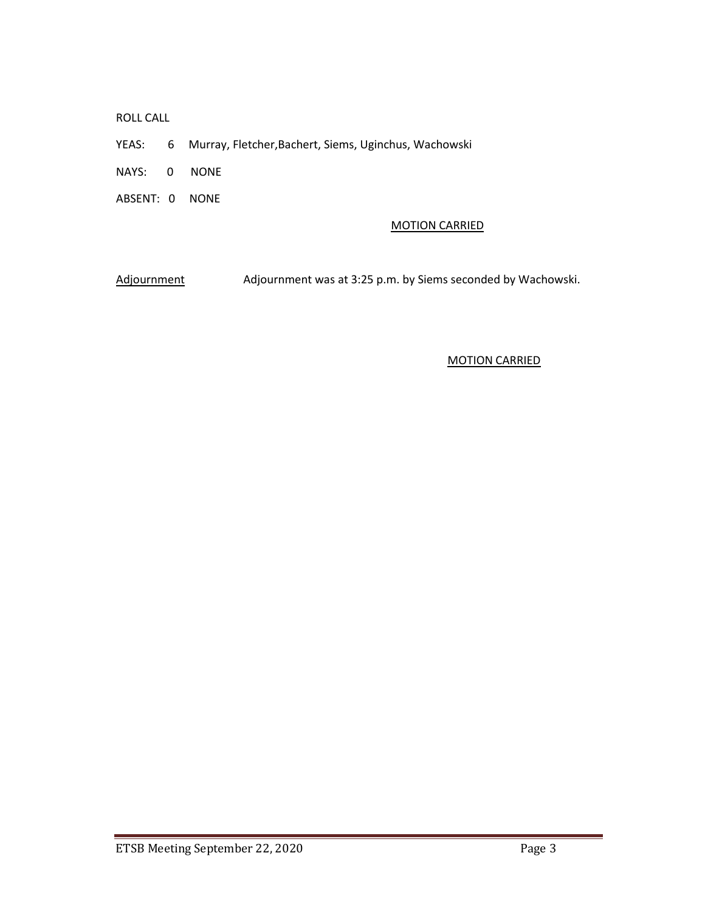ROLL CALL

YEAS: 6 Murray, Fletcher,Bachert, Siems, Uginchus, Wachowski

NAYS: 0 NONE

ABSENT: 0 NONE

MOTION CARRIED

Adjournment Adjournment was at 3:25 p.m. by Siems seconded by Wachowski.

MOTION CARRIED